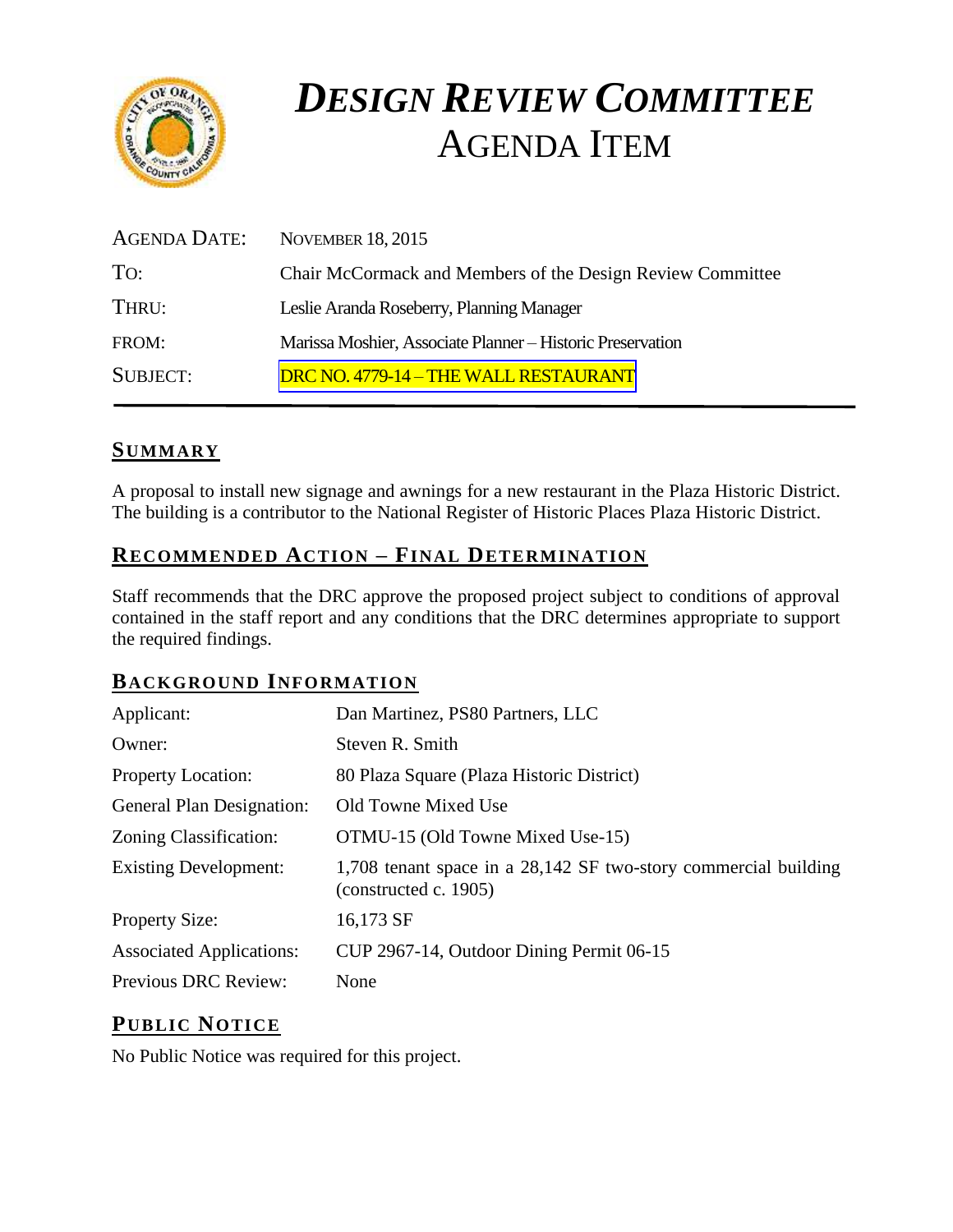# *DESIGN REVIEW COMMITTEE*
# AGENDA ITEM

| | |
|---|---|
| AGENDA DATE: | NOVEMBER 18, 2015 |
| TO: | Chair McCormack and Members of the Design Review Committee |
| THRU: | Leslie Aranda Roseberry, Planning Manager |
| FROM: | Marissa Moshier, Associate Planner – Historic Preservation |
| SUBJECT: | DRC NO. 4779-14 – THE WALL RESTAURANT |

## SUMMARY

A proposal to install new signage and awnings for a new restaurant in the Plaza Historic District. The building is a contributor to the National Register of Historic Places Plaza Historic District.

## RECOMMENDED ACTION – FINAL DETERMINATION

Staff recommends that the DRC approve the proposed project subject to conditions of approval contained in the staff report and any conditions that the DRC determines appropriate to support the required findings.

## BACKGROUND INFORMATION

| | |
|---|---|
| Applicant: | Dan Martinez, PS80 Partners, LLC |
| Owner: | Steven R. Smith |
| Property Location: | 80 Plaza Square (Plaza Historic District) |
| General Plan Designation: | Old Towne Mixed Use |
| Zoning Classification: | OTMU-15 (Old Towne Mixed Use-15) |
| Existing Development: | 1,708 tenant space in a 28,142 SF two-story commercial building (constructed c. 1905) |
| Property Size: | 16,173 SF |
| Associated Applications: | CUP 2967-14, Outdoor Dining Permit 06-15 |
| Previous DRC Review: | None |

## PUBLIC NOTICE

No Public Notice was required for this project.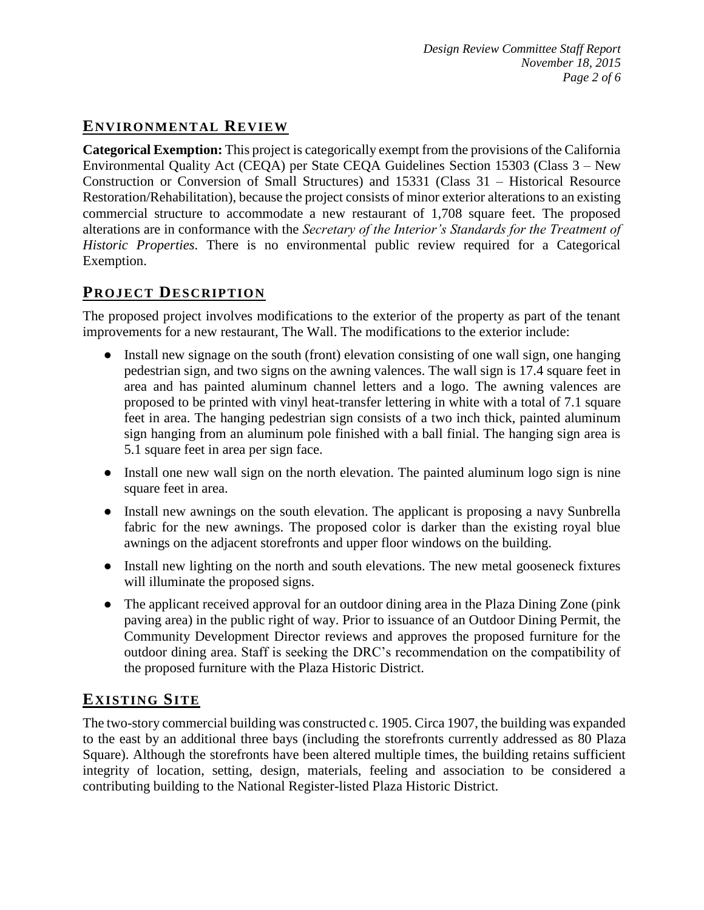## ENVIRONMENTAL REVIEW

**Categorical Exemption:** This project is categorically exempt from the provisions of the California Environmental Quality Act (CEQA) per State CEQA Guidelines Section 15303 (Class 3 – New Construction or Conversion of Small Structures) and 15331 (Class 31 – Historical Resource Restoration/Rehabilitation), because the project consists of minor exterior alterations to an existing commercial structure to accommodate a new restaurant of 1,708 square feet. The proposed alterations are in conformance with the *Secretary of the Interior's Standards for the Treatment of Historic Properties*. There is no environmental public review required for a Categorical Exemption.

## PROJECT DESCRIPTION

The proposed project involves modifications to the exterior of the property as part of the tenant improvements for a new restaurant, The Wall. The modifications to the exterior include:

- Install new signage on the south (front) elevation consisting of one wall sign, one hanging pedestrian sign, and two signs on the awning valences. The wall sign is 17.4 square feet in area and has painted aluminum channel letters and a logo. The awning valences are proposed to be printed with vinyl heat-transfer lettering in white with a total of 7.1 square feet in area. The hanging pedestrian sign consists of a two inch thick, painted aluminum sign hanging from an aluminum pole finished with a ball finial. The hanging sign area is 5.1 square feet in area per sign face.
- Install one new wall sign on the north elevation. The painted aluminum logo sign is nine square feet in area.
- Install new awnings on the south elevation. The applicant is proposing a navy Sunbrella fabric for the new awnings. The proposed color is darker than the existing royal blue awnings on the adjacent storefronts and upper floor windows on the building.
- Install new lighting on the north and south elevations. The new metal gooseneck fixtures will illuminate the proposed signs.
- The applicant received approval for an outdoor dining area in the Plaza Dining Zone (pink paving area) in the public right of way. Prior to issuance of an Outdoor Dining Permit, the Community Development Director reviews and approves the proposed furniture for the outdoor dining area. Staff is seeking the DRC's recommendation on the compatibility of the proposed furniture with the Plaza Historic District.

## EXISTING SITE

The two-story commercial building was constructed c. 1905. Circa 1907, the building was expanded to the east by an additional three bays (including the storefronts currently addressed as 80 Plaza Square). Although the storefronts have been altered multiple times, the building retains sufficient integrity of location, setting, design, materials, feeling and association to be considered a contributing building to the National Register-listed Plaza Historic District.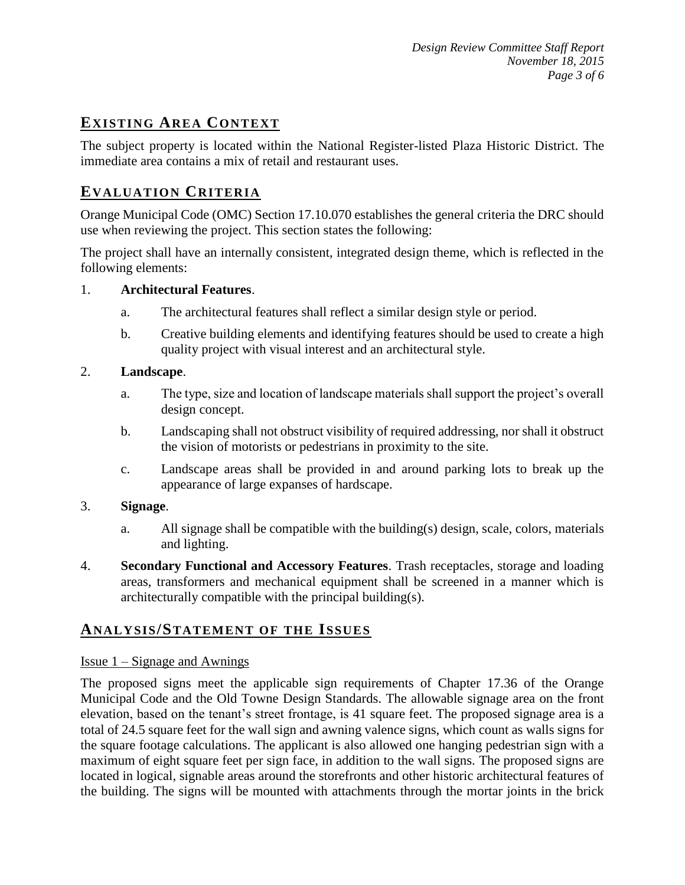## EXISTING AREA CONTEXT

The subject property is located within the National Register-listed Plaza Historic District. The immediate area contains a mix of retail and restaurant uses.

## EVALUATION CRITERIA

Orange Municipal Code (OMC) Section 17.10.070 establishes the general criteria the DRC should use when reviewing the project. This section states the following:

The project shall have an internally consistent, integrated design theme, which is reflected in the following elements:

1. **Architectural Features**.
   a. The architectural features shall reflect a similar design style or period.
   b. Creative building elements and identifying features should be used to create a high quality project with visual interest and an architectural style.
2. **Landscape**.
   a. The type, size and location of landscape materials shall support the project's overall design concept.
   b. Landscaping shall not obstruct visibility of required addressing, nor shall it obstruct the vision of motorists or pedestrians in proximity to the site.
   c. Landscape areas shall be provided in and around parking lots to break up the appearance of large expanses of hardscape.
3. **Signage**.
   a. All signage shall be compatible with the building(s) design, scale, colors, materials and lighting.
4. **Secondary Functional and Accessory Features**. Trash receptacles, storage and loading areas, transformers and mechanical equipment shall be screened in a manner which is architecturally compatible with the principal building(s).

## ANALYSIS/STATEMENT OF THE ISSUES

Issue 1 – Signage and Awnings

The proposed signs meet the applicable sign requirements of Chapter 17.36 of the Orange Municipal Code and the Old Towne Design Standards. The allowable signage area on the front elevation, based on the tenant's street frontage, is 41 square feet. The proposed signage area is a total of 24.5 square feet for the wall sign and awning valence signs, which count as walls signs for the square footage calculations. The applicant is also allowed one hanging pedestrian sign with a maximum of eight square feet per sign face, in addition to the wall signs. The proposed signs are located in logical, signable areas around the storefronts and other historic architectural features of the building. The signs will be mounted with attachments through the mortar joints in the brick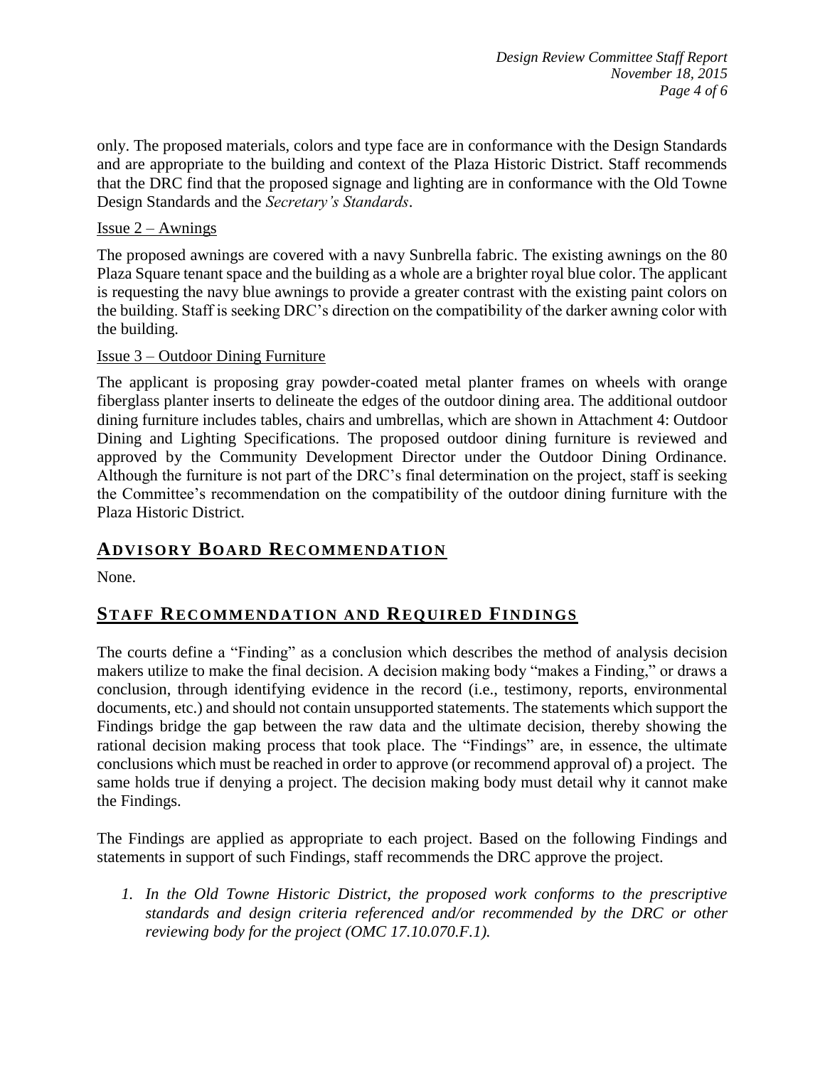only. The proposed materials, colors and type face are in conformance with the Design Standards and are appropriate to the building and context of the Plaza Historic District. Staff recommends that the DRC find that the proposed signage and lighting are in conformance with the Old Towne Design Standards and the *Secretary's Standards*.

Issue 2 – Awnings

The proposed awnings are covered with a navy Sunbrella fabric. The existing awnings on the 80 Plaza Square tenant space and the building as a whole are a brighter royal blue color. The applicant is requesting the navy blue awnings to provide a greater contrast with the existing paint colors on the building. Staff is seeking DRC's direction on the compatibility of the darker awning color with the building.

Issue 3 – Outdoor Dining Furniture

The applicant is proposing gray powder-coated metal planter frames on wheels with orange fiberglass planter inserts to delineate the edges of the outdoor dining area. The additional outdoor dining furniture includes tables, chairs and umbrellas, which are shown in Attachment 4: Outdoor Dining and Lighting Specifications. The proposed outdoor dining furniture is reviewed and approved by the Community Development Director under the Outdoor Dining Ordinance. Although the furniture is not part of the DRC's final determination on the project, staff is seeking the Committee's recommendation on the compatibility of the outdoor dining furniture with the Plaza Historic District.

## ADVISORY BOARD RECOMMENDATION

None.

## STAFF RECOMMENDATION AND REQUIRED FINDINGS

The courts define a "Finding" as a conclusion which describes the method of analysis decision makers utilize to make the final decision. A decision making body "makes a Finding," or draws a conclusion, through identifying evidence in the record (i.e., testimony, reports, environmental documents, etc.) and should not contain unsupported statements. The statements which support the Findings bridge the gap between the raw data and the ultimate decision, thereby showing the rational decision making process that took place. The "Findings" are, in essence, the ultimate conclusions which must be reached in order to approve (or recommend approval of) a project. The same holds true if denying a project. The decision making body must detail why it cannot make the Findings.

The Findings are applied as appropriate to each project. Based on the following Findings and statements in support of such Findings, staff recommends the DRC approve the project.

1. *In the Old Towne Historic District, the proposed work conforms to the prescriptive standards and design criteria referenced and/or recommended by the DRC or other reviewing body for the project (OMC 17.10.070.F.1).*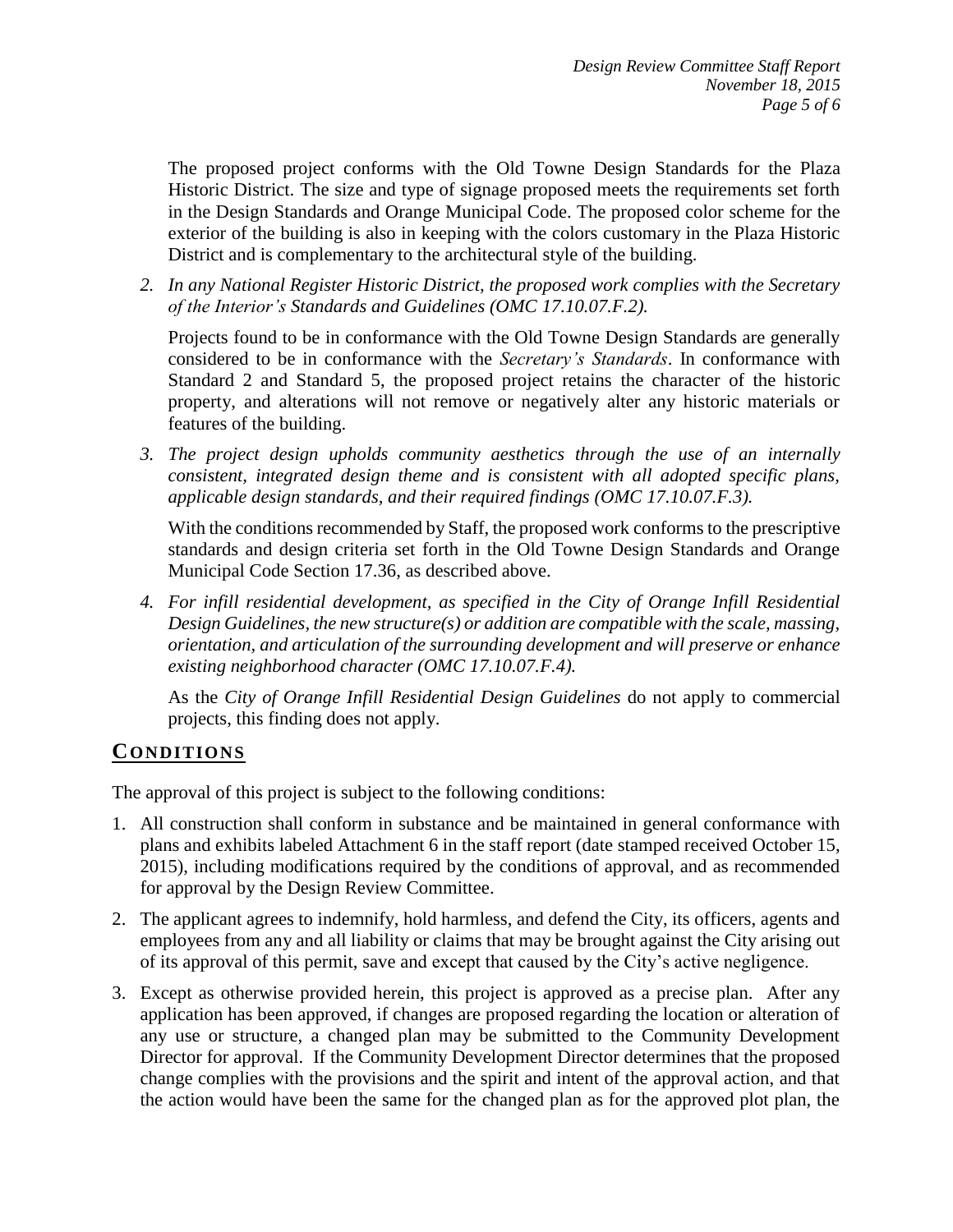The proposed project conforms with the Old Towne Design Standards for the Plaza Historic District. The size and type of signage proposed meets the requirements set forth in the Design Standards and Orange Municipal Code. The proposed color scheme for the exterior of the building is also in keeping with the colors customary in the Plaza Historic District and is complementary to the architectural style of the building.

2. *In any National Register Historic District, the proposed work complies with the Secretary of the Interior's Standards and Guidelines (OMC 17.10.07.F.2).*

   Projects found to be in conformance with the Old Towne Design Standards are generally considered to be in conformance with the *Secretary's Standards*. In conformance with Standard 2 and Standard 5, the proposed project retains the character of the historic property, and alterations will not remove or negatively alter any historic materials or features of the building.

3. *The project design upholds community aesthetics through the use of an internally consistent, integrated design theme and is consistent with all adopted specific plans, applicable design standards, and their required findings (OMC 17.10.07.F.3).*

   With the conditions recommended by Staff, the proposed work conforms to the prescriptive standards and design criteria set forth in the Old Towne Design Standards and Orange Municipal Code Section 17.36, as described above.

4. *For infill residential development, as specified in the City of Orange Infill Residential Design Guidelines, the new structure(s) or addition are compatible with the scale, massing, orientation, and articulation of the surrounding development and will preserve or enhance existing neighborhood character (OMC 17.10.07.F.4).*

   As the *City of Orange Infill Residential Design Guidelines* do not apply to commercial projects, this finding does not apply.

## CONDITIONS

The approval of this project is subject to the following conditions:

1. All construction shall conform in substance and be maintained in general conformance with plans and exhibits labeled Attachment 6 in the staff report (date stamped received October 15, 2015), including modifications required by the conditions of approval, and as recommended for approval by the Design Review Committee.

2. The applicant agrees to indemnify, hold harmless, and defend the City, its officers, agents and employees from any and all liability or claims that may be brought against the City arising out of its approval of this permit, save and except that caused by the City's active negligence.

3. Except as otherwise provided herein, this project is approved as a precise plan. After any application has been approved, if changes are proposed regarding the location or alteration of any use or structure, a changed plan may be submitted to the Community Development Director for approval. If the Community Development Director determines that the proposed change complies with the provisions and the spirit and intent of the approval action, and that the action would have been the same for the changed plan as for the approved plot plan, the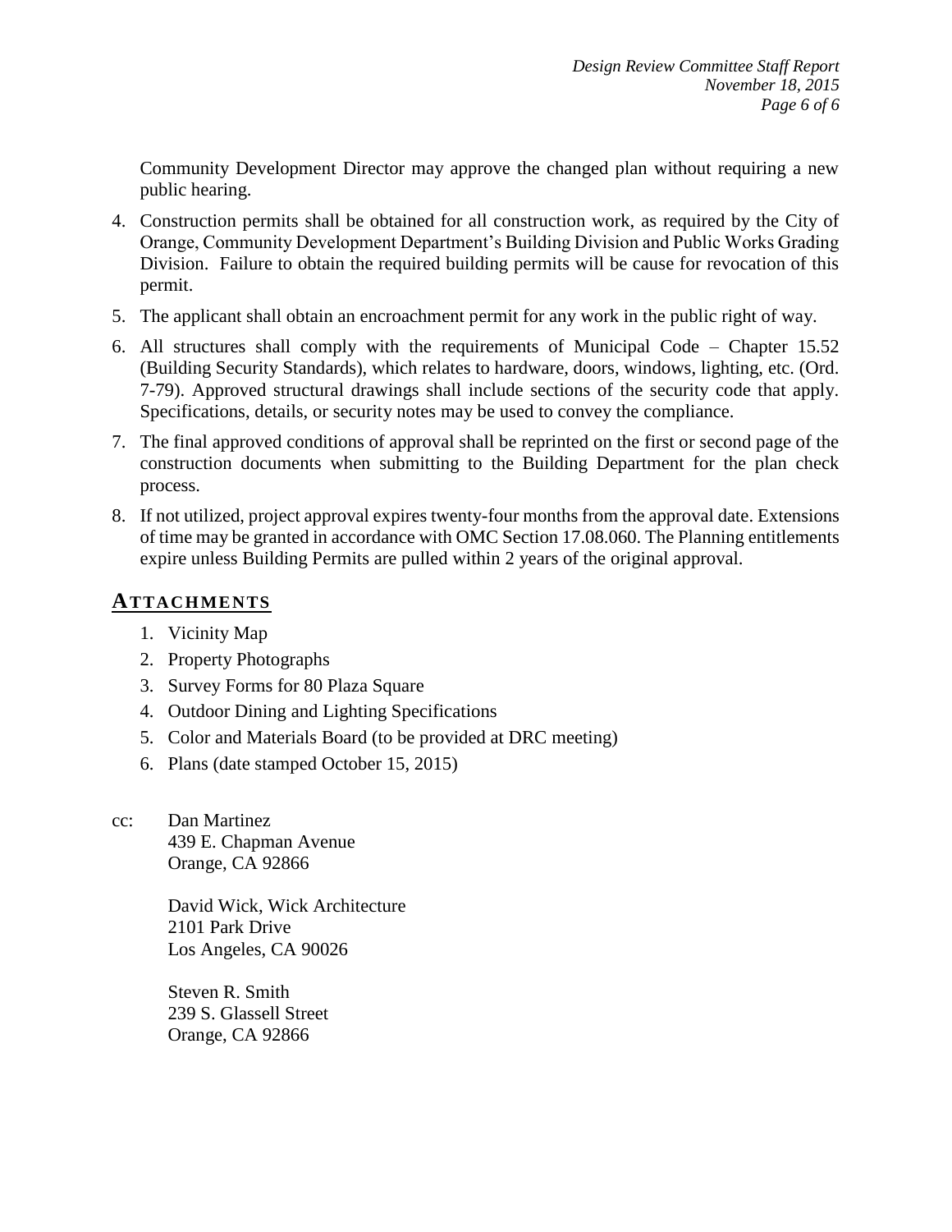Community Development Director may approve the changed plan without requiring a new public hearing.

4. Construction permits shall be obtained for all construction work, as required by the City of Orange, Community Development Department's Building Division and Public Works Grading Division. Failure to obtain the required building permits will be cause for revocation of this permit.
5. The applicant shall obtain an encroachment permit for any work in the public right of way.
6. All structures shall comply with the requirements of Municipal Code – Chapter 15.52 (Building Security Standards), which relates to hardware, doors, windows, lighting, etc. (Ord. 7-79). Approved structural drawings shall include sections of the security code that apply. Specifications, details, or security notes may be used to convey the compliance.
7. The final approved conditions of approval shall be reprinted on the first or second page of the construction documents when submitting to the Building Department for the plan check process.
8. If not utilized, project approval expires twenty-four months from the approval date. Extensions of time may be granted in accordance with OMC Section 17.08.060. The Planning entitlements expire unless Building Permits are pulled within 2 years of the original approval.

## ATTACHMENTS

1. Vicinity Map
2. Property Photographs
3. Survey Forms for 80 Plaza Square
4. Outdoor Dining and Lighting Specifications
5. Color and Materials Board (to be provided at DRC meeting)
6. Plans (date stamped October 15, 2015)

cc: Dan Martinez
439 E. Chapman Avenue
Orange, CA 92866

David Wick, Wick Architecture
2101 Park Drive
Los Angeles, CA 90026

Steven R. Smith
239 S. Glassell Street
Orange, CA 92866